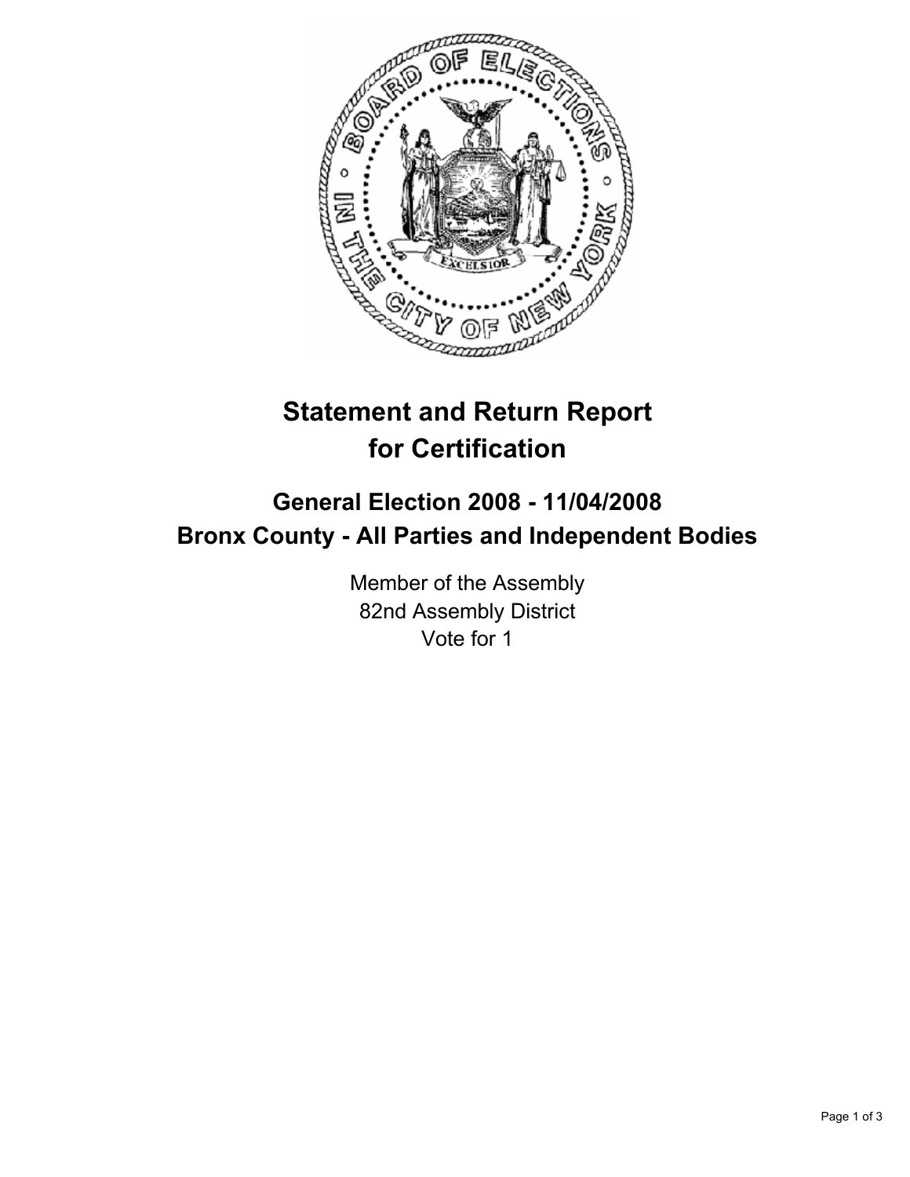# Statement and Return Report for Certification

## General Election 2008 - 11/04/2008
## Bronx County - All Parties and Independent Bodies

Member of the Assembly
82nd Assembly District
Vote for 1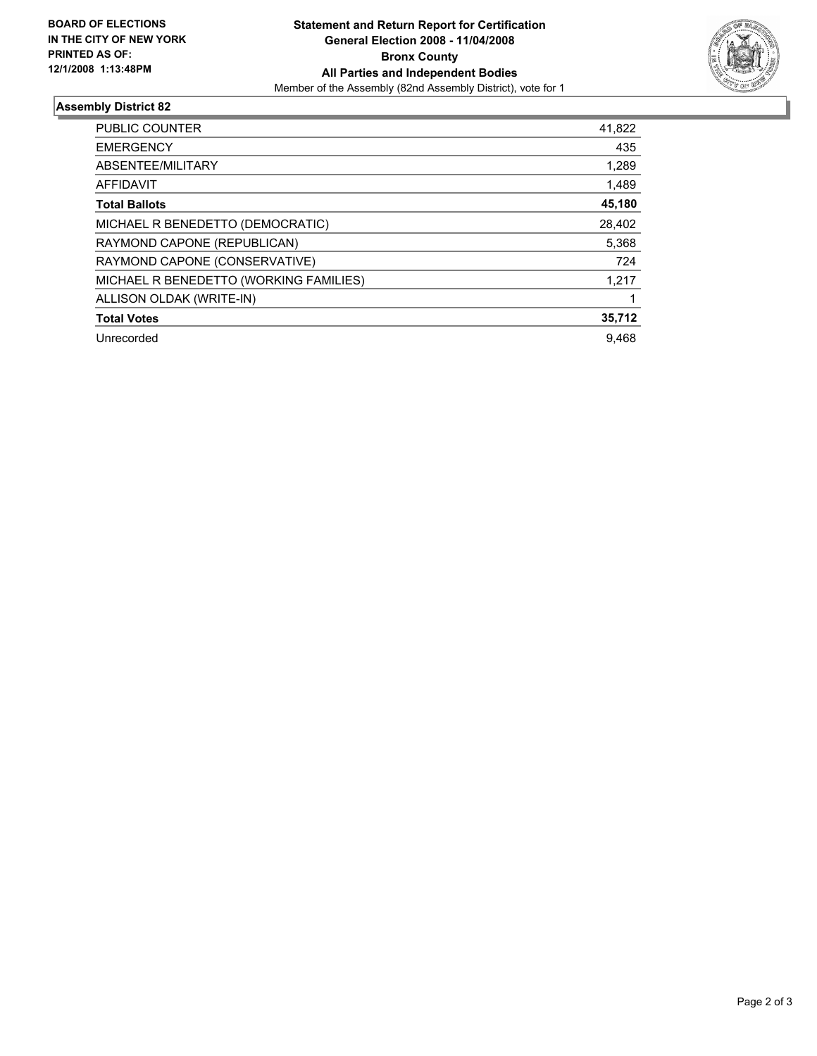**BOARD OF ELECTIONS IN THE CITY OF NEW YORK PRINTED AS OF: 12/1/2008 1:13:48PM**

**Statement and Return Report for Certification**
**General Election 2008 - 11/04/2008**
**Bronx County**
**All Parties and Independent Bodies**
Member of the Assembly (82nd Assembly District), vote for 1

## Assembly District 82

| | |
|---|---|
| PUBLIC COUNTER | 41,822 |
| EMERGENCY | 435 |
| ABSENTEE/MILITARY | 1,289 |
| AFFIDAVIT | 1,489 |
| **Total Ballots** | **45,180** |
| MICHAEL R BENEDETTO (DEMOCRATIC) | 28,402 |
| RAYMOND CAPONE (REPUBLICAN) | 5,368 |
| RAYMOND CAPONE (CONSERVATIVE) | 724 |
| MICHAEL R BENEDETTO (WORKING FAMILIES) | 1,217 |
| ALLISON OLDAK (WRITE-IN) | 1 |
| **Total Votes** | **35,712** |
| Unrecorded | 9,468 |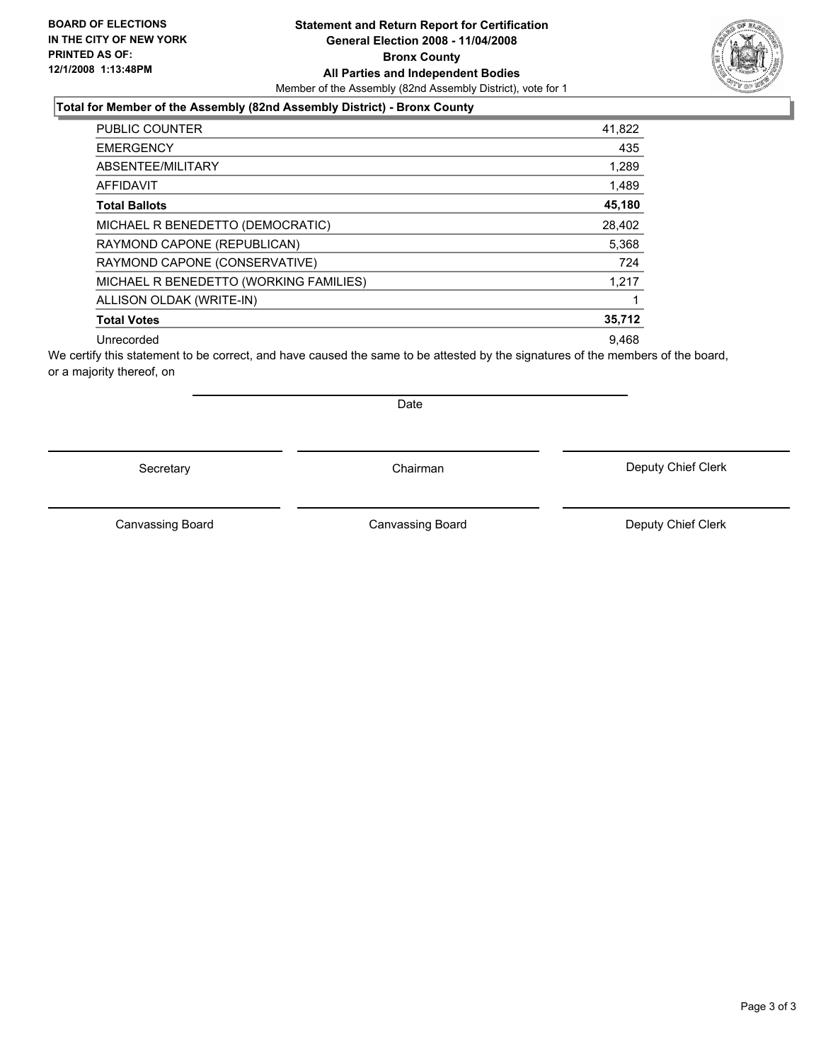**BOARD OF ELECTIONS IN THE CITY OF NEW YORK PRINTED AS OF: 12/1/2008 1:13:48PM**

**Statement and Return Report for Certification**
**General Election 2008 - 11/04/2008**
**Bronx County**
**All Parties and Independent Bodies**
Member of the Assembly (82nd Assembly District), vote for 1

**Total for Member of the Assembly (82nd Assembly District) - Bronx County**

| | |
|---|---|
| PUBLIC COUNTER | 41,822 |
| EMERGENCY | 435 |
| ABSENTEE/MILITARY | 1,289 |
| AFFIDAVIT | 1,489 |
| **Total Ballots** | **45,180** |
| MICHAEL R BENEDETTO (DEMOCRATIC) | 28,402 |
| RAYMOND CAPONE (REPUBLICAN) | 5,368 |
| RAYMOND CAPONE (CONSERVATIVE) | 724 |
| MICHAEL R BENEDETTO (WORKING FAMILIES) | 1,217 |
| ALLISON OLDAK (WRITE-IN) | 1 |
| **Total Votes** | **35,712** |
| Unrecorded | 9,468 |

We certify this statement to be correct, and have caused the same to be attested by the signatures of the members of the board, or a majority thereof, on

Date

Secretary | Chairman | Deputy Chief Clerk

Canvassing Board | Canvassing Board | Deputy Chief Clerk